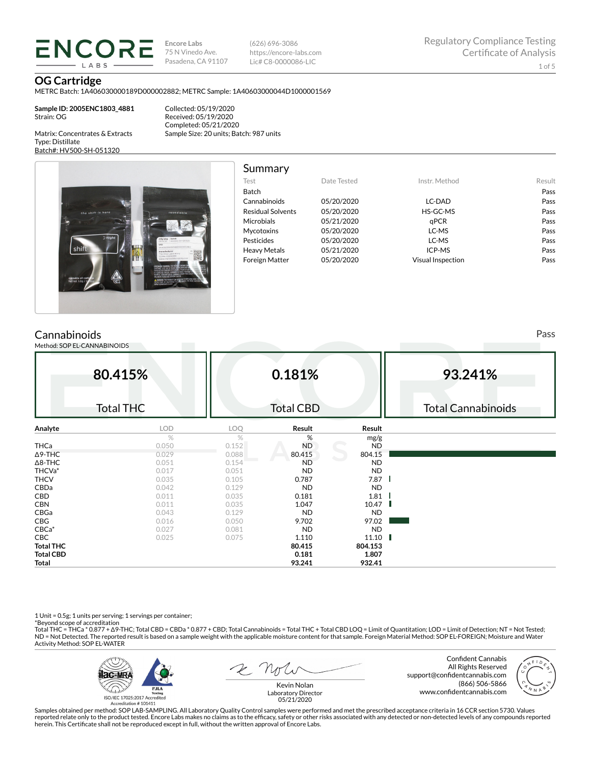**ENCORE LABS**

**Encore Labs**
75 N Vinedo Ave.
Pasadena, CA 91107

(626) 696-3086
https://encore-labs.com
Lic# C8-0000086-LIC

Regulatory Compliance Testing
Certificate of Analysis

# OG Cartridge

METRC Batch: 1A406030000189D000002882; METRC Sample: 1A40603000044D1000001569

**Sample ID: 2005ENC1803_4881**
Strain: OG

Matrix: Concentrates & Extracts
Type: Distillate
Batch#: HV500-SH-051320

Collected: 05/19/2020
Received: 05/19/2020
Completed: 05/21/2020
Sample Size: 20 units; Batch: 987 units

## Summary

| Test | Date Tested | Instr. Method | Result |
|---|---|---|---|
| Batch | | | Pass |
| Cannabinoids | 05/20/2020 | LC-DAD | Pass |
| Residual Solvents | 05/20/2020 | HS-GC-MS | Pass |
| Microbials | 05/21/2020 | qPCR | Pass |
| Mycotoxins | 05/20/2020 | LC-MS | Pass |
| Pesticides | 05/20/2020 | LC-MS | Pass |
| Heavy Metals | 05/21/2020 | ICP-MS | Pass |
| Foreign Matter | 05/20/2020 | Visual Inspection | Pass |

## Cannabinoids

Pass

Method: SOP EL-CANNABINOIDS

| 80.415% | 0.181% | 93.241% |
|---|---|---|
| Total THC | Total CBD | Total Cannabinoids |

| Analyte | LOD | LOQ | Result | Result |
|---|---|---|---|---|
| | % | % | % | mg/g |
| THCa | 0.050 | 0.152 | ND | ND |
| Δ9-THC | 0.029 | 0.088 | 80.415 | 804.15 |
| Δ8-THC | 0.051 | 0.154 | ND | ND |
| THCVa* | 0.017 | 0.051 | ND | ND |
| THCV | 0.035 | 0.105 | 0.787 | 7.87 |
| CBDa | 0.042 | 0.129 | ND | ND |
| CBD | 0.011 | 0.035 | 0.181 | 1.81 |
| CBN | 0.011 | 0.035 | 1.047 | 10.47 |
| CBGa | 0.043 | 0.129 | ND | ND |
| CBG | 0.016 | 0.050 | 9.702 | 97.02 |
| CBCa* | 0.027 | 0.081 | ND | ND |
| CBC | 0.025 | 0.075 | 1.110 | 11.10 |
| **Total THC** | | | **80.415** | **804.153** |
| **Total CBD** | | | **0.181** | **1.807** |
| **Total** | | | **93.241** | **932.41** |

1 Unit = 0.5g; 1 units per serving; 1 servings per container;
*Beyond scope of accreditation
Total THC = THCa * 0.877 + Δ9-THC; Total CBD = CBDa * 0.877 + CBD; Total Cannabinoids = Total THC + Total CBD LOQ = Limit of Quantitation; LOD = Limit of Detection; NT = Not Tested; ND = Not Detected. The reported result is based on a sample weight with the applicable moisture content for that sample. Foreign Material Method: SOP EL-FOREIGN; Moisture and Water Activity Method: SOP EL-WATER

ISO/IEC 17025:2017 Accredited
Accreditation # 101411

Kevin Nolan
Laboratory Director
05/21/2020

Confident Cannabis
All Rights Reserved
support@confidentcannabis.com
(866) 506-5866
www.confidentcannabis.com

Samples obtained per method: SOP LAB-SAMPLING. All Laboratory Quality Control samples were performed and met the prescribed acceptance criteria in 16 CCR section 5730. Values reported relate only to the product tested. Encore Labs makes no claims as to the efficacy, safety or other risks associated with any detected or non-detected levels of any compounds reported herein. This Certificate shall not be reproduced except in full, without the written approval of Encore Labs.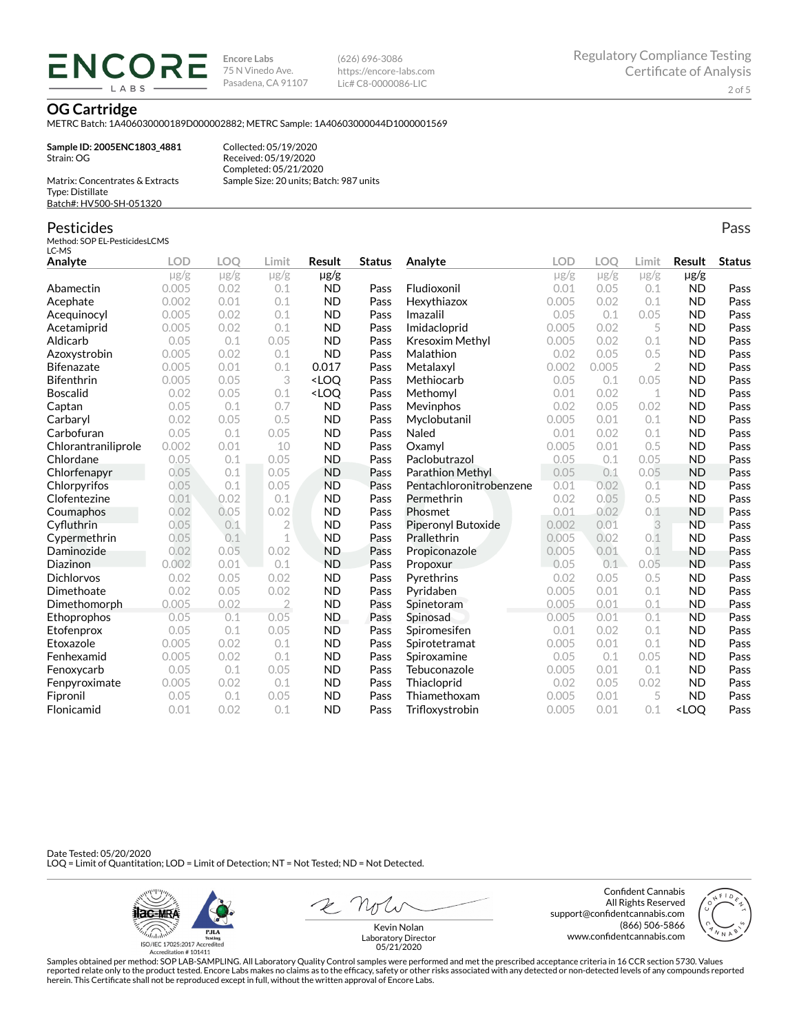ENCORE LABS

Encore Labs
75 N Vinedo Ave.
Pasadena, CA 91107

(626) 696-3086
https://encore-labs.com
Lic# C8-0000086-LIC

Regulatory Compliance Testing
Certificate of Analysis

# OG Cartridge

METRC Batch: 1A406030000189D000002882; METRC Sample: 1A40603000044D1000001569

**Sample ID: 2005ENC1803_4881**
Strain: OG

Collected: 05/19/2020
Received: 05/19/2020
Completed: 05/21/2020

Matrix: Concentrates & Extracts
Type: Distillate
Batch#: HV500-SH-051320

Sample Size: 20 units; Batch: 987 units

## Pesticides

Pass

Method: SOP EL-PesticidesLCMS
LC-MS

| Analyte | LOD | LOQ | Limit | Result | Status |
|---|---|---|---|---|---|
| | μg/g | μg/g | μg/g | μg/g | |
| Abamectin | 0.005 | 0.02 | 0.1 | ND | Pass |
| Acephate | 0.002 | 0.01 | 0.1 | ND | Pass |
| Acequinocyl | 0.005 | 0.02 | 0.1 | ND | Pass |
| Acetamiprid | 0.005 | 0.02 | 0.1 | ND | Pass |
| Aldicarb | 0.05 | 0.1 | 0.05 | ND | Pass |
| Azoxystrobin | 0.005 | 0.02 | 0.1 | ND | Pass |
| Bifenazate | 0.005 | 0.01 | 0.1 | 0.017 | Pass |
| Bifenthrin | 0.005 | 0.05 | 3 | <LOQ | Pass |
| Boscalid | 0.02 | 0.05 | 0.1 | <LOQ | Pass |
| Captan | 0.05 | 0.1 | 0.7 | ND | Pass |
| Carbaryl | 0.02 | 0.05 | 0.5 | ND | Pass |
| Carbofuran | 0.05 | 0.1 | 0.05 | ND | Pass |
| Chlorantraniliprole | 0.002 | 0.01 | 10 | ND | Pass |
| Chlordane | 0.05 | 0.1 | 0.05 | ND | Pass |
| Chlorfenapyr | 0.05 | 0.1 | 0.05 | ND | Pass |
| Chlorpyrifos | 0.05 | 0.1 | 0.05 | ND | Pass |
| Clofentezine | 0.01 | 0.02 | 0.1 | ND | Pass |
| Coumaphos | 0.02 | 0.05 | 0.02 | ND | Pass |
| Cyfluthrin | 0.05 | 0.1 | 2 | ND | Pass |
| Cypermethrin | 0.05 | 0.1 | 1 | ND | Pass |
| Daminozide | 0.02 | 0.05 | 0.02 | ND | Pass |
| Diazinon | 0.002 | 0.01 | 0.1 | ND | Pass |
| Dichlorvos | 0.02 | 0.05 | 0.02 | ND | Pass |
| Dimethoate | 0.02 | 0.05 | 0.02 | ND | Pass |
| Dimethomorph | 0.005 | 0.02 | 2 | ND | Pass |
| Ethoprophos | 0.05 | 0.1 | 0.05 | ND | Pass |
| Etofenprox | 0.05 | 0.1 | 0.05 | ND | Pass |
| Etoxazole | 0.005 | 0.02 | 0.1 | ND | Pass |
| Fenhexamid | 0.005 | 0.02 | 0.1 | ND | Pass |
| Fenoxycarb | 0.05 | 0.1 | 0.05 | ND | Pass |
| Fenpyroximate | 0.005 | 0.02 | 0.1 | ND | Pass |
| Fipronil | 0.05 | 0.1 | 0.05 | ND | Pass |
| Flonicamid | 0.01 | 0.02 | 0.1 | ND | Pass |
| Fludioxonil | 0.01 | 0.05 | 0.1 | ND | Pass |
| Hexythiazox | 0.005 | 0.02 | 0.1 | ND | Pass |
| Imazalil | 0.05 | 0.1 | 0.05 | ND | Pass |
| Imidacloprid | 0.005 | 0.02 | 5 | ND | Pass |
| Kresoxim Methyl | 0.005 | 0.02 | 0.1 | ND | Pass |
| Malathion | 0.02 | 0.05 | 0.5 | ND | Pass |
| Metalaxyl | 0.002 | 0.005 | 2 | ND | Pass |
| Methiocarb | 0.05 | 0.1 | 0.05 | ND | Pass |
| Methomyl | 0.01 | 0.02 | 1 | ND | Pass |
| Mevinphos | 0.02 | 0.05 | 0.02 | ND | Pass |
| Myclobutanil | 0.005 | 0.01 | 0.1 | ND | Pass |
| Naled | 0.01 | 0.02 | 0.1 | ND | Pass |
| Oxamyl | 0.005 | 0.01 | 0.5 | ND | Pass |
| Paclobutrazol | 0.05 | 0.1 | 0.05 | ND | Pass |
| Parathion Methyl | 0.05 | 0.1 | 0.05 | ND | Pass |
| Pentachloronitrobenzene | 0.01 | 0.02 | 0.1 | ND | Pass |
| Permethrin | 0.02 | 0.05 | 0.5 | ND | Pass |
| Phosmet | 0.01 | 0.02 | 0.1 | ND | Pass |
| Piperonyl Butoxide | 0.002 | 0.01 | 3 | ND | Pass |
| Prallethrin | 0.005 | 0.02 | 0.1 | ND | Pass |
| Propiconazole | 0.005 | 0.01 | 0.1 | ND | Pass |
| Propoxur | 0.05 | 0.1 | 0.05 | ND | Pass |
| Pyrethrins | 0.02 | 0.05 | 0.5 | ND | Pass |
| Pyridaben | 0.005 | 0.01 | 0.1 | ND | Pass |
| Spinetoram | 0.005 | 0.01 | 0.1 | ND | Pass |
| Spinosad | 0.005 | 0.01 | 0.1 | ND | Pass |
| Spiromesifen | 0.01 | 0.02 | 0.1 | ND | Pass |
| Spirotetramat | 0.005 | 0.01 | 0.1 | ND | Pass |
| Spiroxamine | 0.05 | 0.1 | 0.05 | ND | Pass |
| Tebuconazole | 0.005 | 0.01 | 0.1 | ND | Pass |
| Thiacloprid | 0.02 | 0.05 | 0.02 | ND | Pass |
| Thiamethoxam | 0.005 | 0.01 | 5 | ND | Pass |
| Trifloxystrobin | 0.005 | 0.01 | 0.1 | <LOQ | Pass |

Date Tested: 05/20/2020
LOQ = Limit of Quantitation; LOD = Limit of Detection; NT = Not Tested; ND = Not Detected.

ISO/IEC 17025:2017 Accredited
Accreditation # 101411

Kevin Nolan
Laboratory Director
05/21/2020

Confident Cannabis
All Rights Reserved
support@confidentcannabis.com
(866) 506-5866
www.confidentcannabis.com

Samples obtained per method: SOP LAB-SAMPLING. All Laboratory Quality Control samples were performed and met the prescribed acceptance criteria in 16 CCR section 5730. Values reported relate only to the product tested. Encore Labs makes no claims as to the efficacy, safety or other risks associated with any detected or non-detected levels of any compounds reported herein. This Certificate shall not be reproduced except in full, without the written approval of Encore Labs.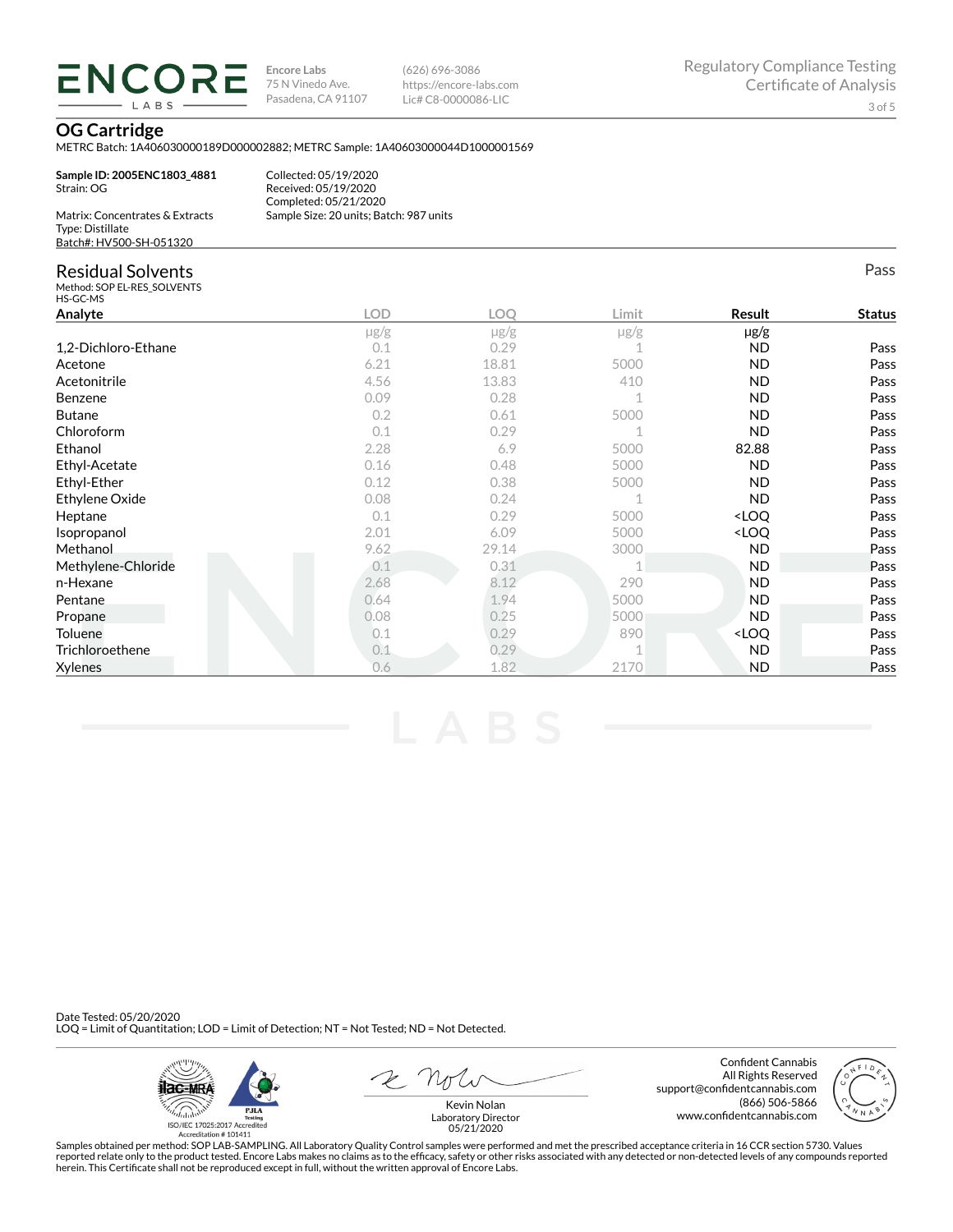Encore Labs
75 N Vinedo Ave.
Pasadena, CA 91107

(626) 696-3086
https://encore-labs.com
Lic# C8-0000086-LIC

Regulatory Compliance Testing
Certificate of Analysis

## OG Cartridge

METRC Batch: 1A406030000189D000002882; METRC Sample: 1A40603000044D1000001569

**Sample ID: 2005ENC1803_4881**
Strain: OG

Matrix: Concentrates & Extracts
Type: Distillate
Batch#: HV500-SH-051320

Collected: 05/19/2020
Received: 05/19/2020
Completed: 05/21/2020
Sample Size: 20 units; Batch: 987 units

## Residual Solvents

Pass

Method: SOP EL-RES_SOLVENTS
HS-GC-MS

| Analyte | LOD | LOQ | Limit | Result | Status |
|---|---|---|---|---|---|
| | µg/g | µg/g | µg/g | µg/g | |
| 1,2-Dichloro-Ethane | 0.1 | 0.29 | 1 | ND | Pass |
| Acetone | 6.21 | 18.81 | 5000 | ND | Pass |
| Acetonitrile | 4.56 | 13.83 | 410 | ND | Pass |
| Benzene | 0.09 | 0.28 | 1 | ND | Pass |
| Butane | 0.2 | 0.61 | 5000 | ND | Pass |
| Chloroform | 0.1 | 0.29 | 1 | ND | Pass |
| Ethanol | 2.28 | 6.9 | 5000 | 82.88 | Pass |
| Ethyl-Acetate | 0.16 | 0.48 | 5000 | ND | Pass |
| Ethyl-Ether | 0.12 | 0.38 | 5000 | ND | Pass |
| Ethylene Oxide | 0.08 | 0.24 | 1 | ND | Pass |
| Heptane | 0.1 | 0.29 | 5000 | <LOQ | Pass |
| Isopropanol | 2.01 | 6.09 | 5000 | <LOQ | Pass |
| Methanol | 9.62 | 29.14 | 3000 | ND | Pass |
| Methylene-Chloride | 0.1 | 0.31 | 1 | ND | Pass |
| n-Hexane | 2.68 | 8.12 | 290 | ND | Pass |
| Pentane | 0.64 | 1.94 | 5000 | ND | Pass |
| Propane | 0.08 | 0.25 | 5000 | ND | Pass |
| Toluene | 0.1 | 0.29 | 890 | <LOQ | Pass |
| Trichloroethene | 0.1 | 0.29 | 1 | ND | Pass |
| Xylenes | 0.6 | 1.82 | 2170 | ND | Pass |

Date Tested: 05/20/2020
LOQ = Limit of Quantitation; LOD = Limit of Detection; NT = Not Tested; ND = Not Detected.

ISO/IEC 17025:2017 Accredited
Accreditation # 101411

Kevin Nolan
Laboratory Director
05/21/2020

Confident Cannabis
All Rights Reserved
support@confidentcannabis.com
(866) 506-5866
www.confidentcannabis.com

Samples obtained per method: SOP LAB-SAMPLING. All Laboratory Quality Control samples were performed and met the prescribed acceptance criteria in 16 CCR section 5730. Values reported relate only to the product tested. Encore Labs makes no claims as to the efficacy, safety or other risks associated with any detected or non-detected levels of any compounds reported herein. This Certificate shall not be reproduced except in full, without the written approval of Encore Labs.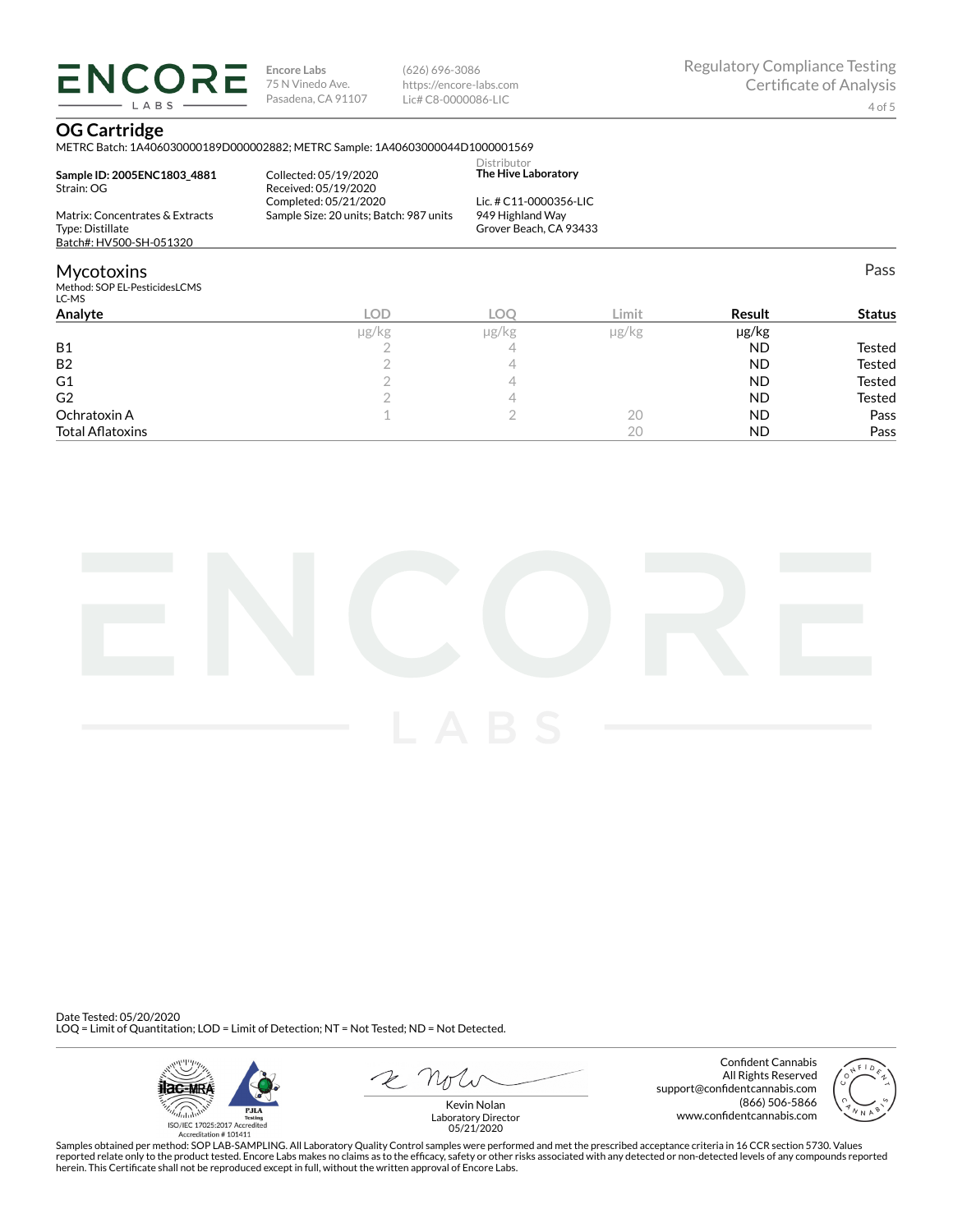**Encore Labs**
75 N Vinedo Ave.
Pasadena, CA 91107

(626) 696-3086
https://encore-labs.com
Lic# C8-0000086-LIC

Regulatory Compliance Testing
Certificate of Analysis

## OG Cartridge

METRC Batch: 1A406030000189D000002882; METRC Sample: 1A40603000044D1000001569

**Sample ID: 2005ENC1803_4881**
Strain: OG

Matrix: Concentrates & Extracts
Type: Distillate
Batch#: HV500-SH-051320

Collected: 05/19/2020
Received: 05/19/2020
Completed: 05/21/2020
Sample Size: 20 units; Batch: 987 units

Distributor
**The Hive Laboratory**

Lic. # C11-0000356-LIC
949 Highland Way
Grover Beach, CA 93433

## Mycotoxins

Pass

Method: SOP EL-PesticidesLCMS
LC-MS

| Analyte | LOD | LOQ | Limit | Result | Status |
|---|---|---|---|---|---|
| | µg/kg | µg/kg | µg/kg | µg/kg | |
| B1 | 2 | 4 | | ND | Tested |
| B2 | 2 | 4 | | ND | Tested |
| G1 | 2 | 4 | | ND | Tested |
| G2 | 2 | 4 | | ND | Tested |
| Ochratoxin A | 1 | 2 | 20 | ND | Pass |
| Total Aflatoxins | | | 20 | ND | Pass |

Date Tested: 05/20/2020
LOQ = Limit of Quantitation; LOD = Limit of Detection; NT = Not Tested; ND = Not Detected.

ISO/IEC 17025:2017 Accredited
Accreditation # 101411

Kevin Nolan
Laboratory Director
05/21/2020

Confident Cannabis
All Rights Reserved
support@confidentcannabis.com
(866) 506-5866
www.confidentcannabis.com

Samples obtained per method: SOP LAB-SAMPLING. All Laboratory Quality Control samples were performed and met the prescribed acceptance criteria in 16 CCR section 5730. Values reported relate only to the product tested. Encore Labs makes no claims as to the efficacy, safety or other risks associated with any detected or non-detected levels of any compounds reported herein. This Certificate shall not be reproduced except in full, without the written approval of Encore Labs.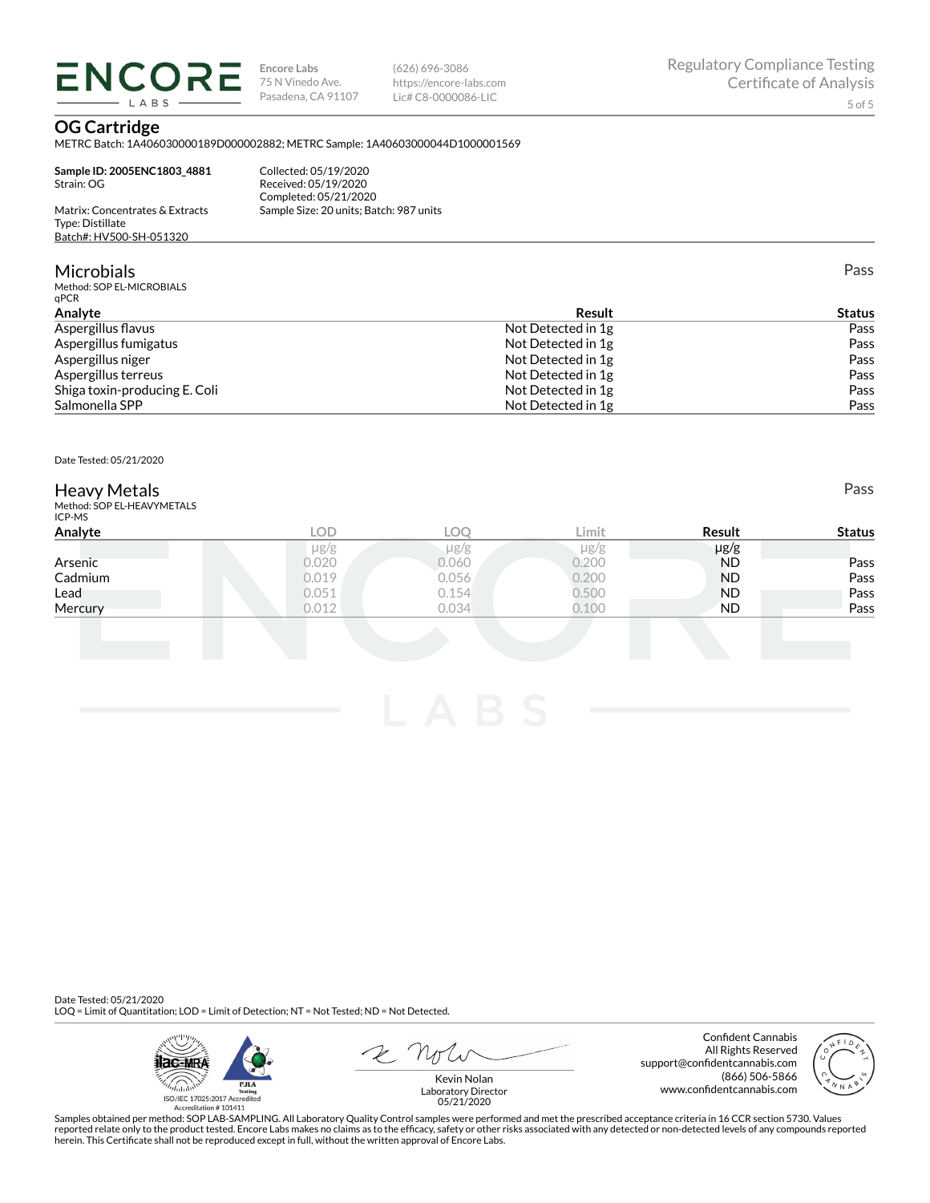**ENCORE LABS**

Encore Labs
75 N Vinedo Ave.
Pasadena, CA 91107

(626) 696-3086
https://encore-labs.com
Lic# C8-0000086-LIC

Regulatory Compliance Testing
Certificate of Analysis

## OG Cartridge

METRC Batch: 1A406030000189D000002882; METRC Sample: 1A40603000044D1000001569

**Sample ID: 2005ENC1803_4881**
Strain: OG

Matrix: Concentrates & Extracts
Type: Distillate
Batch#: HV500-SH-051320

Collected: 05/19/2020
Received: 05/19/2020
Completed: 05/21/2020
Sample Size: 20 units; Batch: 987 units

## Microbials

Pass

Method: SOP EL-MICROBIALS
qPCR

| Analyte | Result | Status |
|---|---|---|
| Aspergillus flavus | Not Detected in 1g | Pass |
| Aspergillus fumigatus | Not Detected in 1g | Pass |
| Aspergillus niger | Not Detected in 1g | Pass |
| Aspergillus terreus | Not Detected in 1g | Pass |
| Shiga toxin-producing E. Coli | Not Detected in 1g | Pass |
| Salmonella SPP | Not Detected in 1g | Pass |

Date Tested: 05/21/2020

## Heavy Metals

Pass

Method: SOP EL-HEAVYMETALS
ICP-MS

| Analyte | LOD | LOQ | Limit | Result | Status |
|---|---|---|---|---|---|
| | μg/g | μg/g | μg/g | μg/g | |
| Arsenic | 0.020 | 0.060 | 0.200 | ND | Pass |
| Cadmium | 0.019 | 0.056 | 0.200 | ND | Pass |
| Lead | 0.051 | 0.154 | 0.500 | ND | Pass |
| Mercury | 0.012 | 0.034 | 0.100 | ND | Pass |

Date Tested: 05/21/2020
LOQ = Limit of Quantitation; LOD = Limit of Detection; NT = Not Tested; ND = Not Detected.

ISO/IEC 17025:2017 Accredited
Accreditation # 101411

Kevin Nolan
Laboratory Director
05/21/2020

Confident Cannabis
All Rights Reserved
support@confidentcannabis.com
(866) 506-5866
www.confidentcannabis.com

Samples obtained per method: SOP LAB-SAMPLING. All Laboratory Quality Control samples were performed and met the prescribed acceptance criteria in 16 CCR section 5730. Values reported relate only to the product tested. Encore Labs makes no claims as to the efficacy, safety or other risks associated with any detected or non-detected levels of any compounds reported herein. This Certificate shall not be reproduced except in full, without the written approval of Encore Labs.